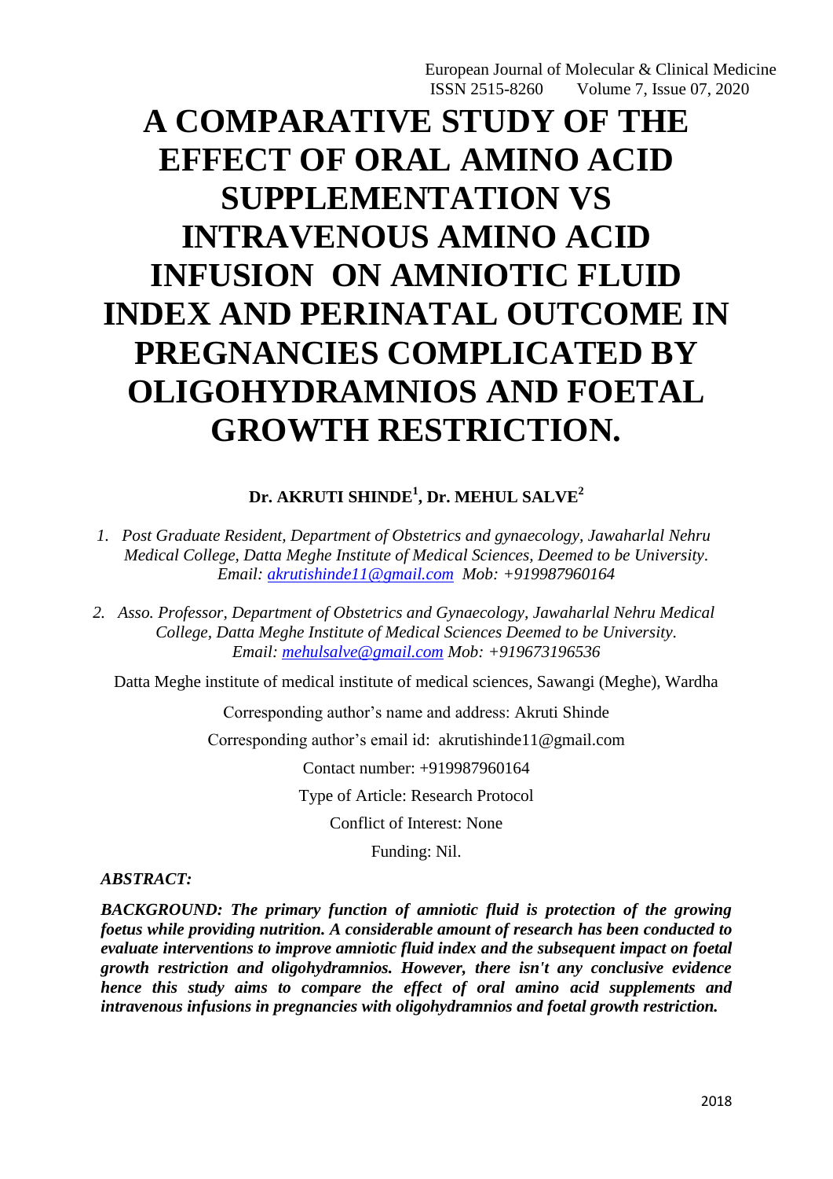# A COMPARATIVE STUDY OF THE EFFECT OF ORAL AMINO ACID SUPPLEMENTATION VS INTRAVENOUS AMINO ACID INFUSION ON AMNIOTIC FLUID INDEX AND PERINATAL OUTCOME IN PREGNANCIES COMPLICATED BY OLIGOHYDRAMNIOS AND FOETAL GROWTH RESTRICTION.

**Dr. AKRUTI SHINDE[1], Dr. MEHUL SALVE[2]**

1. *Post Graduate Resident, Department of Obstetrics and gynaecology, Jawaharlal Nehru Medical College, Datta Meghe Institute of Medical Sciences, Deemed to be University. Email: akrutishinde11@gmail.com Mob: +919987960164*

2. *Asso. Professor, Department of Obstetrics and Gynaecology, Jawaharlal Nehru Medical College, Datta Meghe Institute of Medical Sciences Deemed to be University. Email: mehulsalve@gmail.com Mob: +919673196536*

Datta Meghe institute of medical institute of medical sciences, Sawangi (Meghe), Wardha

Corresponding author's name and address: Akruti Shinde

Corresponding author's email id: akrutishinde11@gmail.com

Contact number: +919987960164

Type of Article: Research Protocol

Conflict of Interest: None

Funding: Nil.

***ABSTRACT:***

***BACKGROUND: The primary function of amniotic fluid is protection of the growing foetus while providing nutrition. A considerable amount of research has been conducted to evaluate interventions to improve amniotic fluid index and the subsequent impact on foetal growth restriction and oligohydramnios. However, there isn't any conclusive evidence hence this study aims to compare the effect of oral amino acid supplements and intravenous infusions in pregnancies with oligohydramnios and foetal growth restriction.***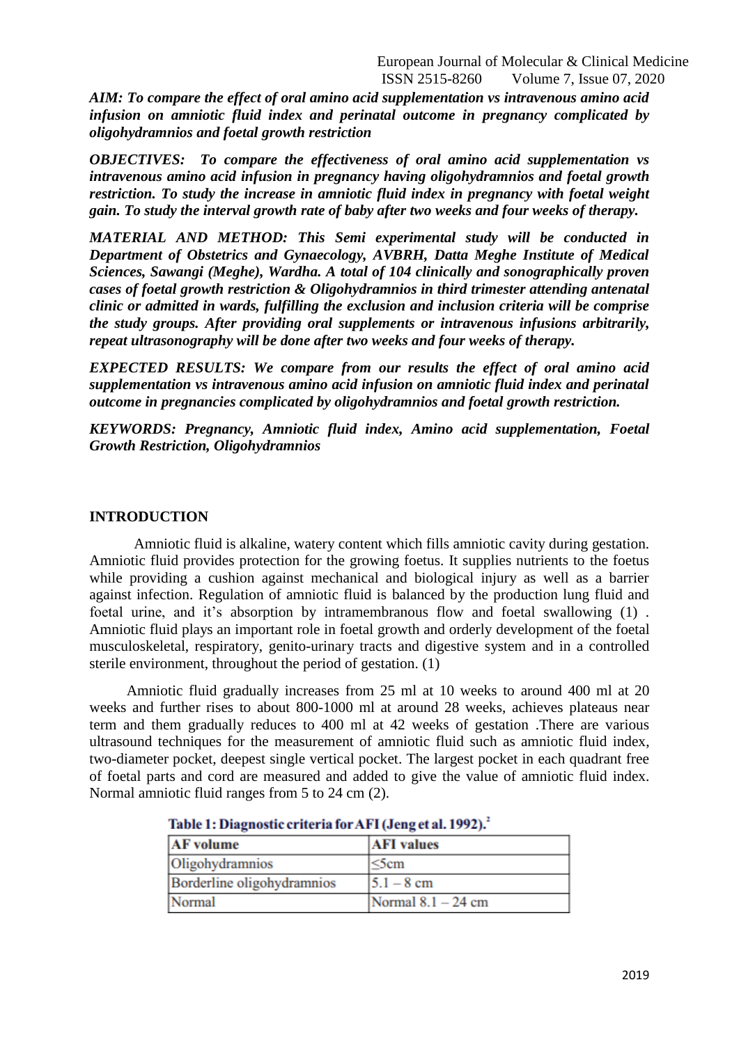***AIM: To compare the effect of oral amino acid supplementation vs intravenous amino acid infusion on amniotic fluid index and perinatal outcome in pregnancy complicated by oligohydramnios and foetal growth restriction***

***OBJECTIVES: To compare the effectiveness of oral amino acid supplementation vs intravenous amino acid infusion in pregnancy having oligohydramnios and foetal growth restriction. To study the increase in amniotic fluid index in pregnancy with foetal weight gain. To study the interval growth rate of baby after two weeks and four weeks of therapy.***

***MATERIAL AND METHOD: This Semi experimental study will be conducted in Department of Obstetrics and Gynaecology, AVBRH, Datta Meghe Institute of Medical Sciences, Sawangi (Meghe), Wardha. A total of 104 clinically and sonographically proven cases of foetal growth restriction & Oligohydramnios in third trimester attending antenatal clinic or admitted in wards, fulfilling the exclusion and inclusion criteria will be comprise the study groups. After providing oral supplements or intravenous infusions arbitrarily, repeat ultrasonography will be done after two weeks and four weeks of therapy.***

***EXPECTED RESULTS: We compare from our results the effect of oral amino acid supplementation vs intravenous amino acid infusion on amniotic fluid index and perinatal outcome in pregnancies complicated by oligohydramnios and foetal growth restriction.***

***KEYWORDS: Pregnancy, Amniotic fluid index, Amino acid supplementation, Foetal Growth Restriction, Oligohydramnios***

## INTRODUCTION

Amniotic fluid is alkaline, watery content which fills amniotic cavity during gestation. Amniotic fluid provides protection for the growing foetus. It supplies nutrients to the foetus while providing a cushion against mechanical and biological injury as well as a barrier against infection. Regulation of amniotic fluid is balanced by the production lung fluid and foetal urine, and it's absorption by intramembranous flow and foetal swallowing (1) . Amniotic fluid plays an important role in foetal growth and orderly development of the foetal musculoskeletal, respiratory, genito-urinary tracts and digestive system and in a controlled sterile environment, throughout the period of gestation. (1)

Amniotic fluid gradually increases from 25 ml at 10 weeks to around 400 ml at 20 weeks and further rises to about 800-1000 ml at around 28 weeks, achieves plateaus near term and them gradually reduces to 400 ml at 42 weeks of gestation .There are various ultrasound techniques for the measurement of amniotic fluid such as amniotic fluid index, two-diameter pocket, deepest single vertical pocket. The largest pocket in each quadrant free of foetal parts and cord are measured and added to give the value of amniotic fluid index. Normal amniotic fluid ranges from 5 to 24 cm (2).

**Table 1: Diagnostic criteria for AFI (Jeng et al. 1992).[2]**

| AF volume | AFI values |
|---|---|
| Oligohydramnios | ≤5cm |
| Borderline oligohydramnios | 5.1 – 8 cm |
| Normal | Normal 8.1 – 24 cm |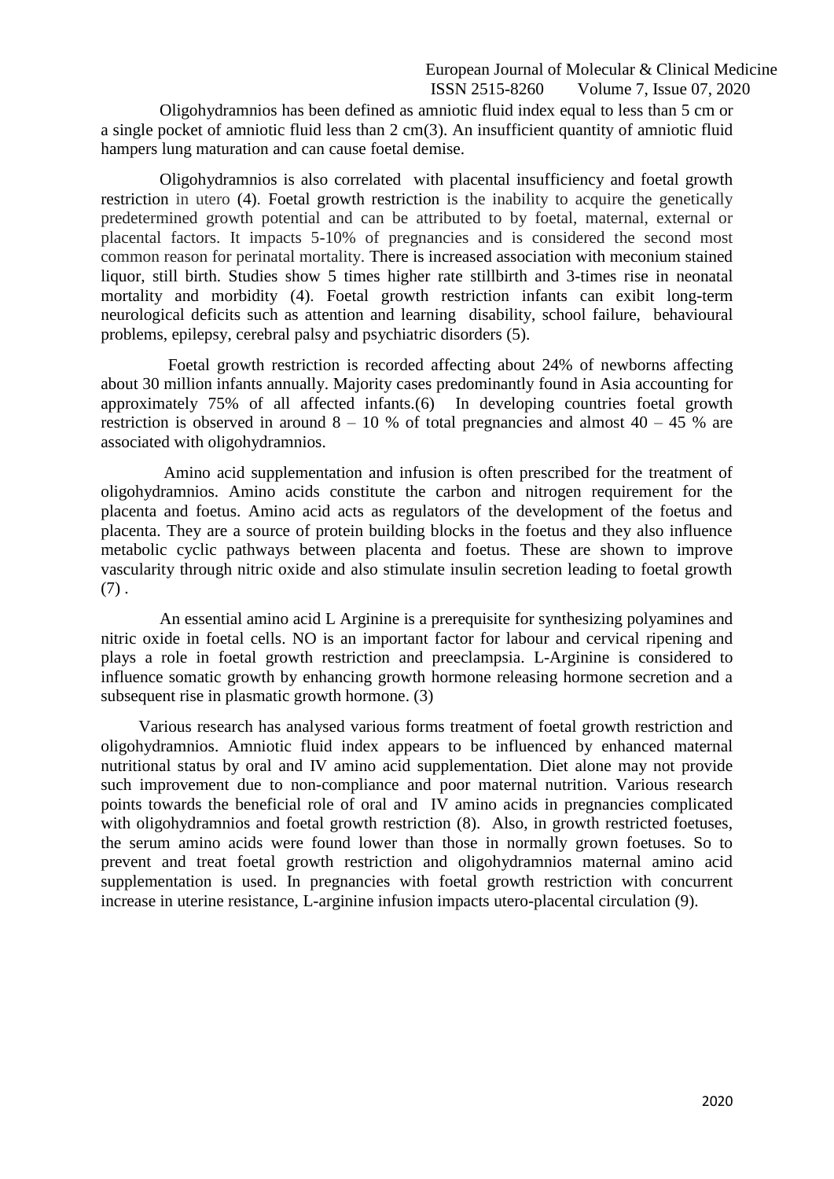Oligohydramnios has been defined as amniotic fluid index equal to less than 5 cm or a single pocket of amniotic fluid less than 2 cm(3). An insufficient quantity of amniotic fluid hampers lung maturation and can cause foetal demise.

Oligohydramnios is also correlated with placental insufficiency and foetal growth restriction in utero (4). Foetal growth restriction is the inability to acquire the genetically predetermined growth potential and can be attributed to by foetal, maternal, external or placental factors. It impacts 5-10% of pregnancies and is considered the second most common reason for perinatal mortality. There is increased association with meconium stained liquor, still birth. Studies show 5 times higher rate stillbirth and 3-times rise in neonatal mortality and morbidity (4). Foetal growth restriction infants can exibit long-term neurological deficits such as attention and learning disability, school failure, behavioural problems, epilepsy, cerebral palsy and psychiatric disorders (5).

Foetal growth restriction is recorded affecting about 24% of newborns affecting about 30 million infants annually. Majority cases predominantly found in Asia accounting for approximately 75% of all affected infants.(6) In developing countries foetal growth restriction is observed in around 8 – 10 % of total pregnancies and almost 40 – 45 % are associated with oligohydramnios.

Amino acid supplementation and infusion is often prescribed for the treatment of oligohydramnios. Amino acids constitute the carbon and nitrogen requirement for the placenta and foetus. Amino acid acts as regulators of the development of the foetus and placenta. They are a source of protein building blocks in the foetus and they also influence metabolic cyclic pathways between placenta and foetus. These are shown to improve vascularity through nitric oxide and also stimulate insulin secretion leading to foetal growth (7) .

An essential amino acid L Arginine is a prerequisite for synthesizing polyamines and nitric oxide in foetal cells. NO is an important factor for labour and cervical ripening and plays a role in foetal growth restriction and preeclampsia. L-Arginine is considered to influence somatic growth by enhancing growth hormone releasing hormone secretion and a subsequent rise in plasmatic growth hormone. (3)

Various research has analysed various forms treatment of foetal growth restriction and oligohydramnios. Amniotic fluid index appears to be influenced by enhanced maternal nutritional status by oral and IV amino acid supplementation. Diet alone may not provide such improvement due to non-compliance and poor maternal nutrition. Various research points towards the beneficial role of oral and IV amino acids in pregnancies complicated with oligohydramnios and foetal growth restriction (8). Also, in growth restricted foetuses, the serum amino acids were found lower than those in normally grown foetuses. So to prevent and treat foetal growth restriction and oligohydramnios maternal amino acid supplementation is used. In pregnancies with foetal growth restriction with concurrent increase in uterine resistance, L-arginine infusion impacts utero-placental circulation (9).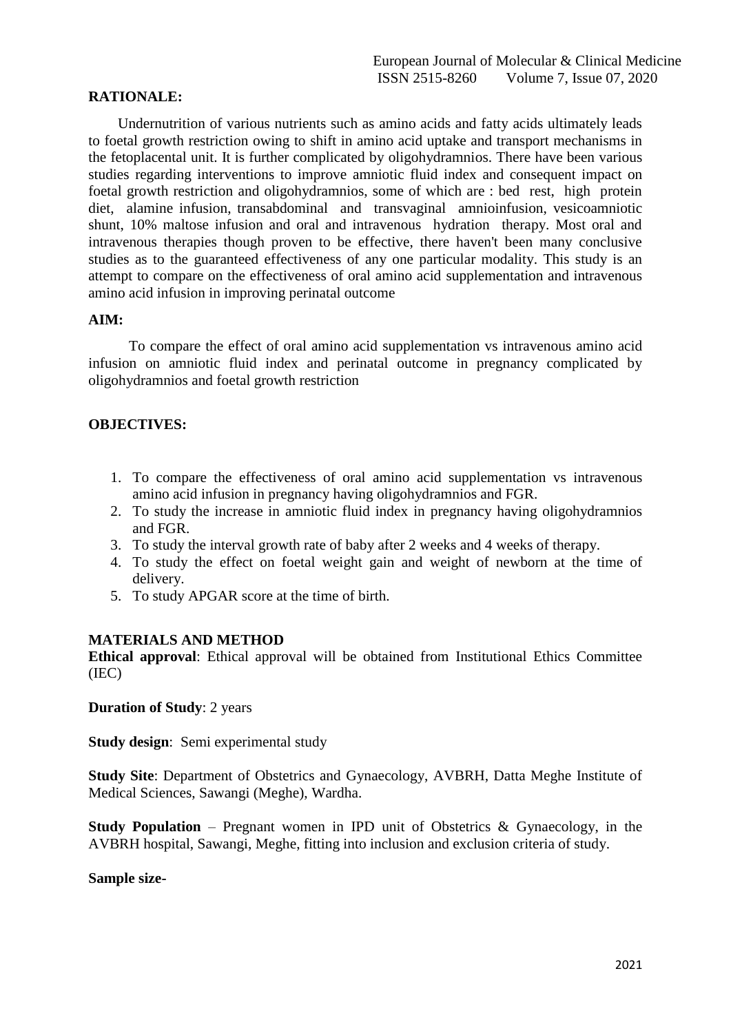**RATIONALE:**

Undernutrition of various nutrients such as amino acids and fatty acids ultimately leads to foetal growth restriction owing to shift in amino acid uptake and transport mechanisms in the fetoplacental unit. It is further complicated by oligohydramnios. There have been various studies regarding interventions to improve amniotic fluid index and consequent impact on foetal growth restriction and oligohydramnios, some of which are : bed rest, high protein diet, alamine infusion, transabdominal and transvaginal amnioinfusion, vesicoamniotic shunt, 10% maltose infusion and oral and intravenous hydration therapy. Most oral and intravenous therapies though proven to be effective, there haven't been many conclusive studies as to the guaranteed effectiveness of any one particular modality. This study is an attempt to compare on the effectiveness of oral amino acid supplementation and intravenous amino acid infusion in improving perinatal outcome

**AIM:**

To compare the effect of oral amino acid supplementation vs intravenous amino acid infusion on amniotic fluid index and perinatal outcome in pregnancy complicated by oligohydramnios and foetal growth restriction

**OBJECTIVES:**

1. To compare the effectiveness of oral amino acid supplementation vs intravenous amino acid infusion in pregnancy having oligohydramnios and FGR.
2. To study the increase in amniotic fluid index in pregnancy having oligohydramnios and FGR.
3. To study the interval growth rate of baby after 2 weeks and 4 weeks of therapy.
4. To study the effect on foetal weight gain and weight of newborn at the time of delivery.
5. To study APGAR score at the time of birth.

**MATERIALS AND METHOD**

**Ethical approval**: Ethical approval will be obtained from Institutional Ethics Committee (IEC)

**Duration of Study**: 2 years

**Study design**: Semi experimental study

**Study Site**: Department of Obstetrics and Gynaecology, AVBRH, Datta Meghe Institute of Medical Sciences, Sawangi (Meghe), Wardha.

**Study Population** – Pregnant women in IPD unit of Obstetrics & Gynaecology, in the AVBRH hospital, Sawangi, Meghe, fitting into inclusion and exclusion criteria of study.

**Sample size-**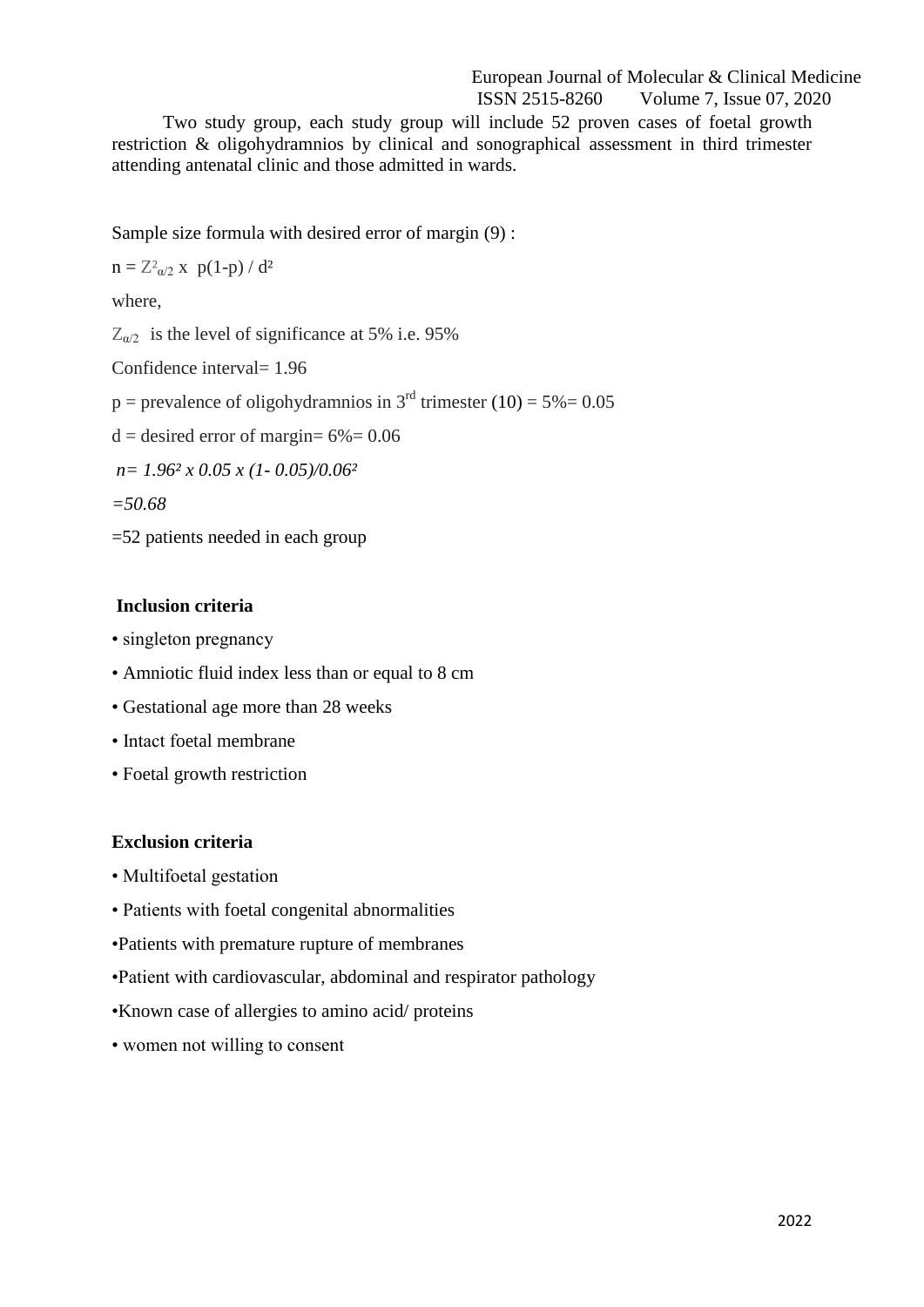Two study group, each study group will include 52 proven cases of foetal growth restriction & oligohydramnios by clinical and sonographical assessment in third trimester attending antenatal clinic and those admitted in wards.

Sample size formula with desired error of margin (9) :

$n = Z^2_{\alpha/2} \times p(1-p) / d^2$

where,

$Z_{\alpha/2}$ is the level of significance at 5% i.e. 95%

Confidence interval= 1.96

p = prevalence of oligohydramnios in 3rd trimester (10) = 5%= 0.05

d = desired error of margin= 6%= 0.06

*$n= 1.96^2 \times 0.05 \times (1- 0.05)/0.06^2$*

*=50.68*

=52 patients needed in each group

**Inclusion criteria**

- singleton pregnancy
- Amniotic fluid index less than or equal to 8 cm
- Gestational age more than 28 weeks
- Intact foetal membrane
- Foetal growth restriction

**Exclusion criteria**

- Multifoetal gestation
- Patients with foetal congenital abnormalities
- Patients with premature rupture of membranes
- Patient with cardiovascular, abdominal and respirator pathology
- Known case of allergies to amino acid/ proteins
- women not willing to consent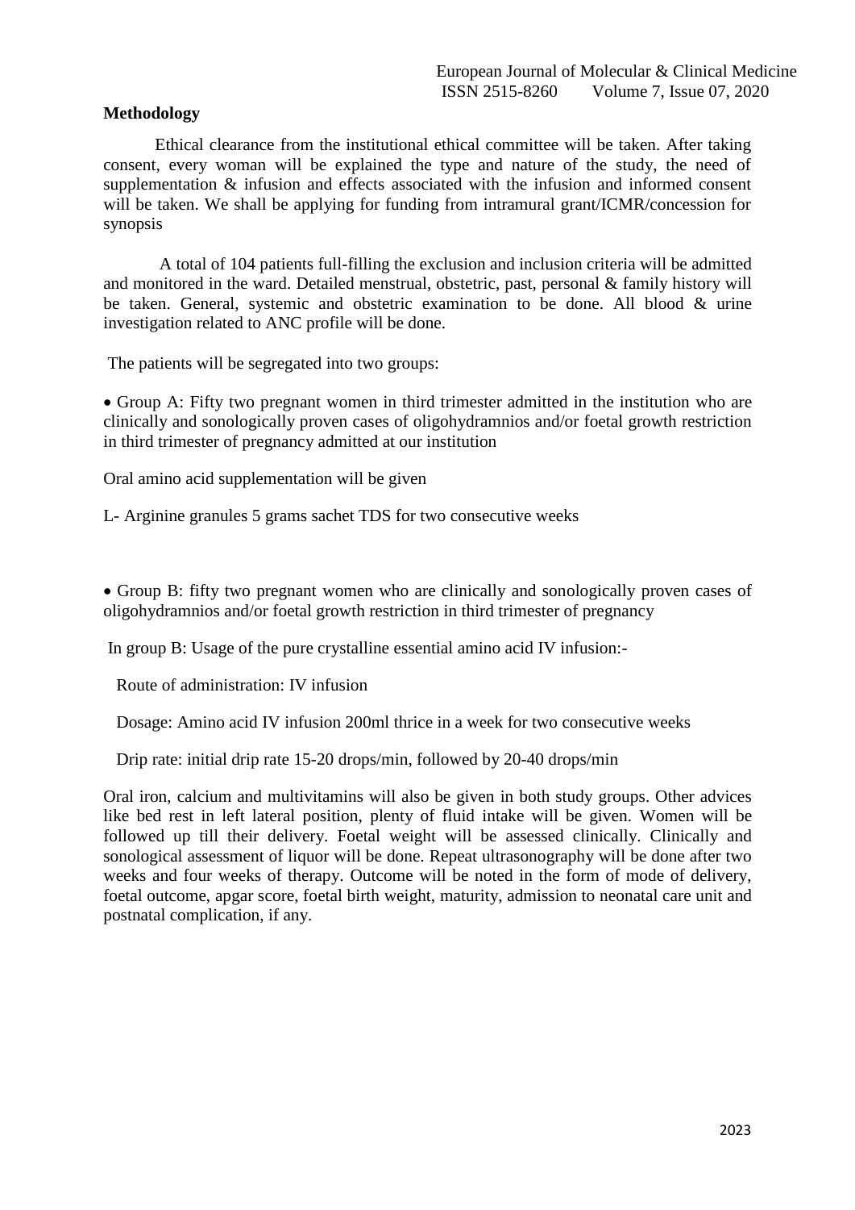**Methodology**

Ethical clearance from the institutional ethical committee will be taken. After taking consent, every woman will be explained the type and nature of the study, the need of supplementation & infusion and effects associated with the infusion and informed consent will be taken. We shall be applying for funding from intramural grant/ICMR/concession for synopsis

A total of 104 patients full-filling the exclusion and inclusion criteria will be admitted and monitored in the ward. Detailed menstrual, obstetric, past, personal & family history will be taken. General, systemic and obstetric examination to be done. All blood & urine investigation related to ANC profile will be done.

The patients will be segregated into two groups:

- Group A: Fifty two pregnant women in third trimester admitted in the institution who are clinically and sonologically proven cases of oligohydramnios and/or foetal growth restriction in third trimester of pregnancy admitted at our institution

Oral amino acid supplementation will be given

L- Arginine granules 5 grams sachet TDS for two consecutive weeks

- Group B: fifty two pregnant women who are clinically and sonologically proven cases of oligohydramnios and/or foetal growth restriction in third trimester of pregnancy

In group B: Usage of the pure crystalline essential amino acid IV infusion:-

Route of administration: IV infusion

Dosage: Amino acid IV infusion 200ml thrice in a week for two consecutive weeks

Drip rate: initial drip rate 15-20 drops/min, followed by 20-40 drops/min

Oral iron, calcium and multivitamins will also be given in both study groups. Other advices like bed rest in left lateral position, plenty of fluid intake will be given. Women will be followed up till their delivery. Foetal weight will be assessed clinically. Clinically and sonological assessment of liquor will be done. Repeat ultrasonography will be done after two weeks and four weeks of therapy. Outcome will be noted in the form of mode of delivery, foetal outcome, apgar score, foetal birth weight, maturity, admission to neonatal care unit and postnatal complication, if any.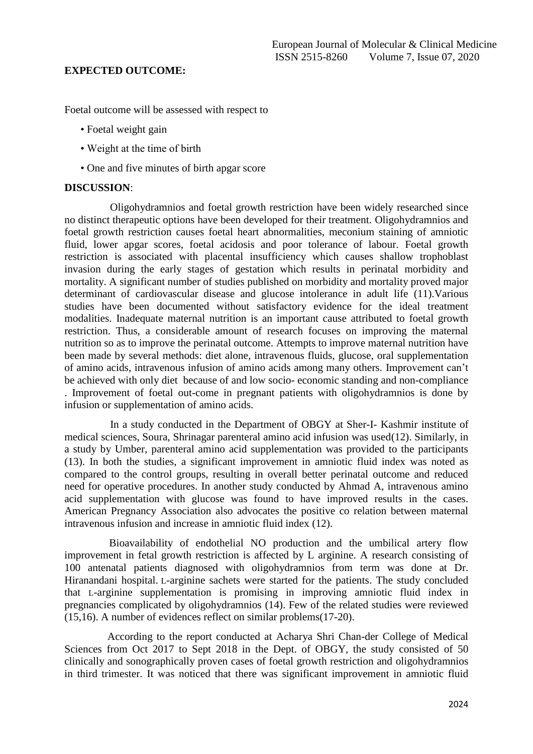**EXPECTED OUTCOME:**

Foetal outcome will be assessed with respect to

- Foetal weight gain
- Weight at the time of birth
- One and five minutes of birth apgar score

**DISCUSSION**:

Oligohydramnios and foetal growth restriction have been widely researched since no distinct therapeutic options have been developed for their treatment. Oligohydramnios and foetal growth restriction causes foetal heart abnormalities, meconium staining of amniotic fluid, lower apgar scores, foetal acidosis and poor tolerance of labour. Foetal growth restriction is associated with placental insufficiency which causes shallow trophoblast invasion during the early stages of gestation which results in perinatal morbidity and mortality. A significant number of studies published on morbidity and mortality proved major determinant of cardiovascular disease and glucose intolerance in adult life (11).Various studies have been documented without satisfactory evidence for the ideal treatment modalities. Inadequate maternal nutrition is an important cause attributed to foetal growth restriction. Thus, a considerable amount of research focuses on improving the maternal nutrition so as to improve the perinatal outcome. Attempts to improve maternal nutrition have been made by several methods: diet alone, intravenous fluids, glucose, oral supplementation of amino acids, intravenous infusion of amino acids among many others. Improvement can't be achieved with only diet because of and low socio- economic standing and non-compliance . Improvement of foetal out-come in pregnant patients with oligohydramnios is done by infusion or supplementation of amino acids.

In a study conducted in the Department of OBGY at Sher-I- Kashmir institute of medical sciences, Soura, Shrinagar parenteral amino acid infusion was used(12). Similarly, in a study by Umber, parenteral amino acid supplementation was provided to the participants (13). In both the studies, a significant improvement in amniotic fluid index was noted as compared to the control groups, resulting in overall better perinatal outcome and reduced need for operative procedures. In another study conducted by Ahmad A, intravenous amino acid supplementation with glucose was found to have improved results in the cases. American Pregnancy Association also advocates the positive co relation between maternal intravenous infusion and increase in amniotic fluid index (12).

Bioavailability of endothelial NO production and the umbilical artery flow improvement in fetal growth restriction is affected by L arginine. A research consisting of 100 antenatal patients diagnosed with oligohydramnios from term was done at Dr. Hiranandani hospital. L-arginine sachets were started for the patients. The study concluded that L-arginine supplementation is promising in improving amniotic fluid index in pregnancies complicated by oligohydramnios (14). Few of the related studies were reviewed (15,16). A number of evidences reflect on similar problems(17-20).

According to the report conducted at Acharya Shri Chan-der College of Medical Sciences from Oct 2017 to Sept 2018 in the Dept. of OBGY, the study consisted of 50 clinically and sonographically proven cases of foetal growth restriction and oligohydramnios in third trimester. It was noticed that there was significant improvement in amniotic fluid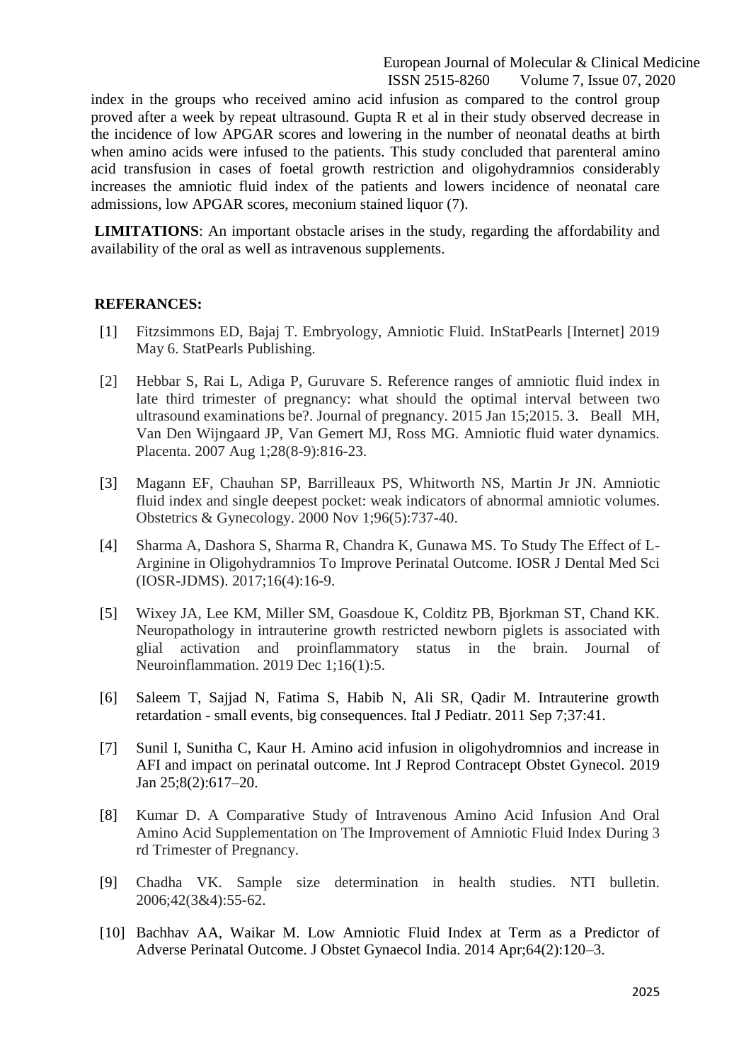index in the groups who received amino acid infusion as compared to the control group proved after a week by repeat ultrasound. Gupta R et al in their study observed decrease in the incidence of low APGAR scores and lowering in the number of neonatal deaths at birth when amino acids were infused to the patients. This study concluded that parenteral amino acid transfusion in cases of foetal growth restriction and oligohydramnios considerably increases the amniotic fluid index of the patients and lowers incidence of neonatal care admissions, low APGAR scores, meconium stained liquor (7).

**LIMITATIONS**: An important obstacle arises in the study, regarding the affordability and availability of the oral as well as intravenous supplements.

**REFERANCES:**

[1] Fitzsimmons ED, Bajaj T. Embryology, Amniotic Fluid. InStatPearls [Internet] 2019 May 6. StatPearls Publishing.

[2] Hebbar S, Rai L, Adiga P, Guruvare S. Reference ranges of amniotic fluid index in late third trimester of pregnancy: what should the optimal interval between two ultrasound examinations be?. Journal of pregnancy. 2015 Jan 15;2015. 3. Beall MH, Van Den Wijngaard JP, Van Gemert MJ, Ross MG. Amniotic fluid water dynamics. Placenta. 2007 Aug 1;28(8-9):816-23.

[3] Magann EF, Chauhan SP, Barrilleaux PS, Whitworth NS, Martin Jr JN. Amniotic fluid index and single deepest pocket: weak indicators of abnormal amniotic volumes. Obstetrics & Gynecology. 2000 Nov 1;96(5):737-40.

[4] Sharma A, Dashora S, Sharma R, Chandra K, Gunawa MS. To Study The Effect of L-Arginine in Oligohydramnios To Improve Perinatal Outcome. IOSR J Dental Med Sci (IOSR-JDMS). 2017;16(4):16-9.

[5] Wixey JA, Lee KM, Miller SM, Goasdoue K, Colditz PB, Bjorkman ST, Chand KK. Neuropathology in intrauterine growth restricted newborn piglets is associated with glial activation and proinflammatory status in the brain. Journal of Neuroinflammation. 2019 Dec 1;16(1):5.

[6] Saleem T, Sajjad N, Fatima S, Habib N, Ali SR, Qadir M. Intrauterine growth retardation - small events, big consequences. Ital J Pediatr. 2011 Sep 7;37:41.

[7] Sunil I, Sunitha C, Kaur H. Amino acid infusion in oligohydromnios and increase in AFI and impact on perinatal outcome. Int J Reprod Contracept Obstet Gynecol. 2019 Jan 25;8(2):617–20.

[8] Kumar D. A Comparative Study of Intravenous Amino Acid Infusion And Oral Amino Acid Supplementation on The Improvement of Amniotic Fluid Index During 3 rd Trimester of Pregnancy.

[9] Chadha VK. Sample size determination in health studies. NTI bulletin. 2006;42(3&4):55-62.

[10] Bachhav AA, Waikar M. Low Amniotic Fluid Index at Term as a Predictor of Adverse Perinatal Outcome. J Obstet Gynaecol India. 2014 Apr;64(2):120–3.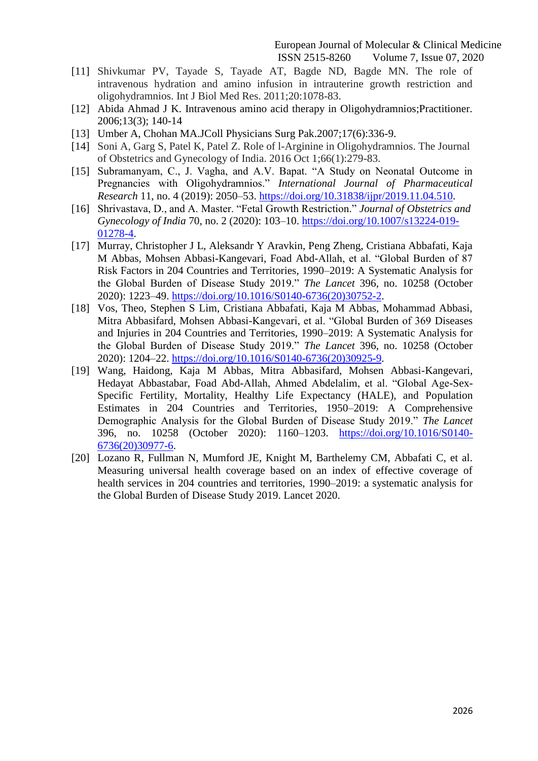[11] Shivkumar PV, Tayade S, Tayade AT, Bagde ND, Bagde MN. The role of intravenous hydration and amino infusion in intrauterine growth restriction and oligohydramnios. Int J Biol Med Res. 2011;20:1078-83.

[12] Abida Ahmad J K. Intravenous amino acid therapy in Oligohydramnios;Practitioner. 2006;13(3); 140-14

[13] Umber A, Chohan MA.JColl Physicians Surg Pak.2007;17(6):336-9.

[14] Soni A, Garg S, Patel K, Patel Z. Role of l-Arginine in Oligohydramnios. The Journal of Obstetrics and Gynecology of India. 2016 Oct 1;66(1):279-83.

[15] Subramanyam, C., J. Vagha, and A.V. Bapat. "A Study on Neonatal Outcome in Pregnancies with Oligohydramnios." *International Journal of Pharmaceutical Research* 11, no. 4 (2019): 2050–53. https://doi.org/10.31838/ijpr/2019.11.04.510.

[16] Shrivastava, D., and A. Master. "Fetal Growth Restriction." *Journal of Obstetrics and Gynecology of India* 70, no. 2 (2020): 103–10. https://doi.org/10.1007/s13224-019-01278-4.

[17] Murray, Christopher J L, Aleksandr Y Aravkin, Peng Zheng, Cristiana Abbafati, Kaja M Abbas, Mohsen Abbasi-Kangevari, Foad Abd-Allah, et al. "Global Burden of 87 Risk Factors in 204 Countries and Territories, 1990–2019: A Systematic Analysis for the Global Burden of Disease Study 2019." *The Lancet* 396, no. 10258 (October 2020): 1223–49. https://doi.org/10.1016/S0140-6736(20)30752-2.

[18] Vos, Theo, Stephen S Lim, Cristiana Abbafati, Kaja M Abbas, Mohammad Abbasi, Mitra Abbasifard, Mohsen Abbasi-Kangevari, et al. "Global Burden of 369 Diseases and Injuries in 204 Countries and Territories, 1990–2019: A Systematic Analysis for the Global Burden of Disease Study 2019." *The Lancet* 396, no. 10258 (October 2020): 1204–22. https://doi.org/10.1016/S0140-6736(20)30925-9.

[19] Wang, Haidong, Kaja M Abbas, Mitra Abbasifard, Mohsen Abbasi-Kangevari, Hedayat Abbastabar, Foad Abd-Allah, Ahmed Abdelalim, et al. "Global Age-Sex-Specific Fertility, Mortality, Healthy Life Expectancy (HALE), and Population Estimates in 204 Countries and Territories, 1950–2019: A Comprehensive Demographic Analysis for the Global Burden of Disease Study 2019." *The Lancet* 396, no. 10258 (October 2020): 1160–1203. https://doi.org/10.1016/S0140-6736(20)30977-6.

[20] Lozano R, Fullman N, Mumford JE, Knight M, Barthelemy CM, Abbafati C, et al. Measuring universal health coverage based on an index of effective coverage of health services in 204 countries and territories, 1990–2019: a systematic analysis for the Global Burden of Disease Study 2019. Lancet 2020.